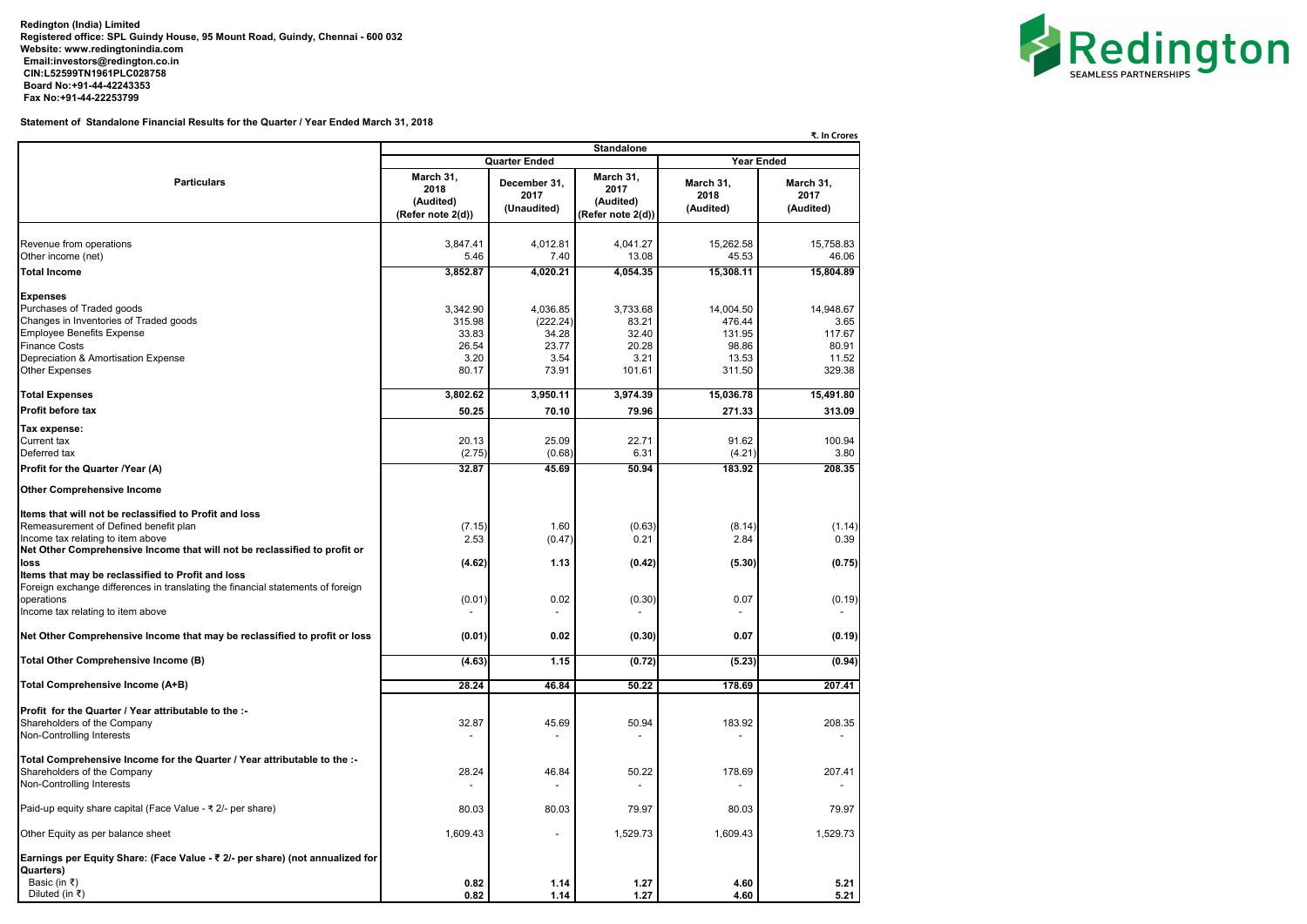**Redington (India) Limited**
**Registered office: SPL Guindy House, 95 Mount Road, Guindy, Chennai - 600 032**
**Website: www.redingtonindia.com**
**Email:investors@redington.co.in**
**CIN:L52599TN1961PLC028758**
**Board No:+91-44-42243353**
**Fax No:+91-44-22253799**

**Statement of Standalone Financial Results for the Quarter / Year Ended March 31, 2018**

₹. In Crores

| Particulars | Standalone | | | | |
|---|---|---|---|---|---|
| | Quarter Ended | | | Year Ended | |
| | March 31, 2018 (Audited) (Refer note 2(d)) | December 31, 2017 (Unaudited) | March 31, 2017 (Audited) (Refer note 2(d)) | March 31, 2018 (Audited) | March 31, 2017 (Audited) |
| Revenue from operations | 3,847.41 | 4,012.81 | 4,041.27 | 15,262.58 | 15,758.83 |
| Other income (net) | 5.46 | 7.40 | 13.08 | 45.53 | 46.06 |
| **Total Income** | **3,852.87** | **4,020.21** | **4,054.35** | **15,308.11** | **15,804.89** |
| **Expenses** | | | | | |
| Purchases of Traded goods | 3,342.90 | 4,036.85 | 3,733.68 | 14,004.50 | 14,948.67 |
| Changes in Inventories of Traded goods | 315.98 | (222.24) | 83.21 | 476.44 | 3.65 |
| Employee Benefits Expense | 33.83 | 34.28 | 32.40 | 131.95 | 117.67 |
| Finance Costs | 26.54 | 23.77 | 20.28 | 98.86 | 80.91 |
| Depreciation & Amortisation Expense | 3.20 | 3.54 | 3.21 | 13.53 | 11.52 |
| Other Expenses | 80.17 | 73.91 | 101.61 | 311.50 | 329.38 |
| **Total Expenses** | **3,802.62** | **3,950.11** | **3,974.39** | **15,036.78** | **15,491.80** |
| **Profit before tax** | **50.25** | **70.10** | **79.96** | **271.33** | **313.09** |
| **Tax expense:** | | | | | |
| Current tax | 20.13 | 25.09 | 22.71 | 91.62 | 100.94 |
| Deferred tax | (2.75) | (0.68) | 6.31 | (4.21) | 3.80 |
| **Profit for the Quarter /Year (A)** | **32.87** | **45.69** | **50.94** | **183.92** | **208.35** |
| **Other Comprehensive Income** | | | | | |
| **Items that will not be reclassified to Profit and loss** | | | | | |
| Remeasurement of Defined benefit plan | (7.15) | 1.60 | (0.63) | (8.14) | (1.14) |
| Income tax relating to item above | 2.53 | (0.47) | 0.21 | 2.84 | 0.39 |
| **Net Other Comprehensive Income that will not be reclassified to profit or loss** | **(4.62)** | **1.13** | **(0.42)** | **(5.30)** | **(0.75)** |
| **Items that may be reclassified to Profit and loss** | | | | | |
| Foreign exchange differences in translating the financial statements of foreign operations | (0.01) | 0.02 | (0.30) | 0.07 | (0.19) |
| Income tax relating to item above | - | - | - | - | - |
| **Net Other Comprehensive Income that may be reclassified to profit or loss** | **(0.01)** | **0.02** | **(0.30)** | **0.07** | **(0.19)** |
| **Total Other Comprehensive Income (B)** | **(4.63)** | **1.15** | **(0.72)** | **(5.23)** | **(0.94)** |
| **Total Comprehensive Income (A+B)** | **28.24** | **46.84** | **50.22** | **178.69** | **207.41** |
| **Profit for the Quarter / Year attributable to the :-** | | | | | |
| Shareholders of the Company | 32.87 | 45.69 | 50.94 | 183.92 | 208.35 |
| Non-Controlling Interests | - | - | - | - | - |
| **Total Comprehensive Income for the Quarter / Year attributable to the :-** | | | | | |
| Shareholders of the Company | 28.24 | 46.84 | 50.22 | 178.69 | 207.41 |
| Non-Controlling Interests | - | - | - | - | - |
| Paid-up equity share capital (Face Value - ₹ 2/- per share) | 80.03 | 80.03 | 79.97 | 80.03 | 79.97 |
| Other Equity as per balance sheet | 1,609.43 | - | 1,529.73 | 1,609.43 | 1,529.73 |
| **Earnings per Equity Share: (Face Value - ₹ 2/- per share) (not annualized for Quarters)** | | | | | |
| Basic (in ₹) | **0.82** | **1.14** | **1.27** | **4.60** | **5.21** |
| Diluted (in ₹) | **0.82** | **1.14** | **1.27** | **4.60** | **5.21** |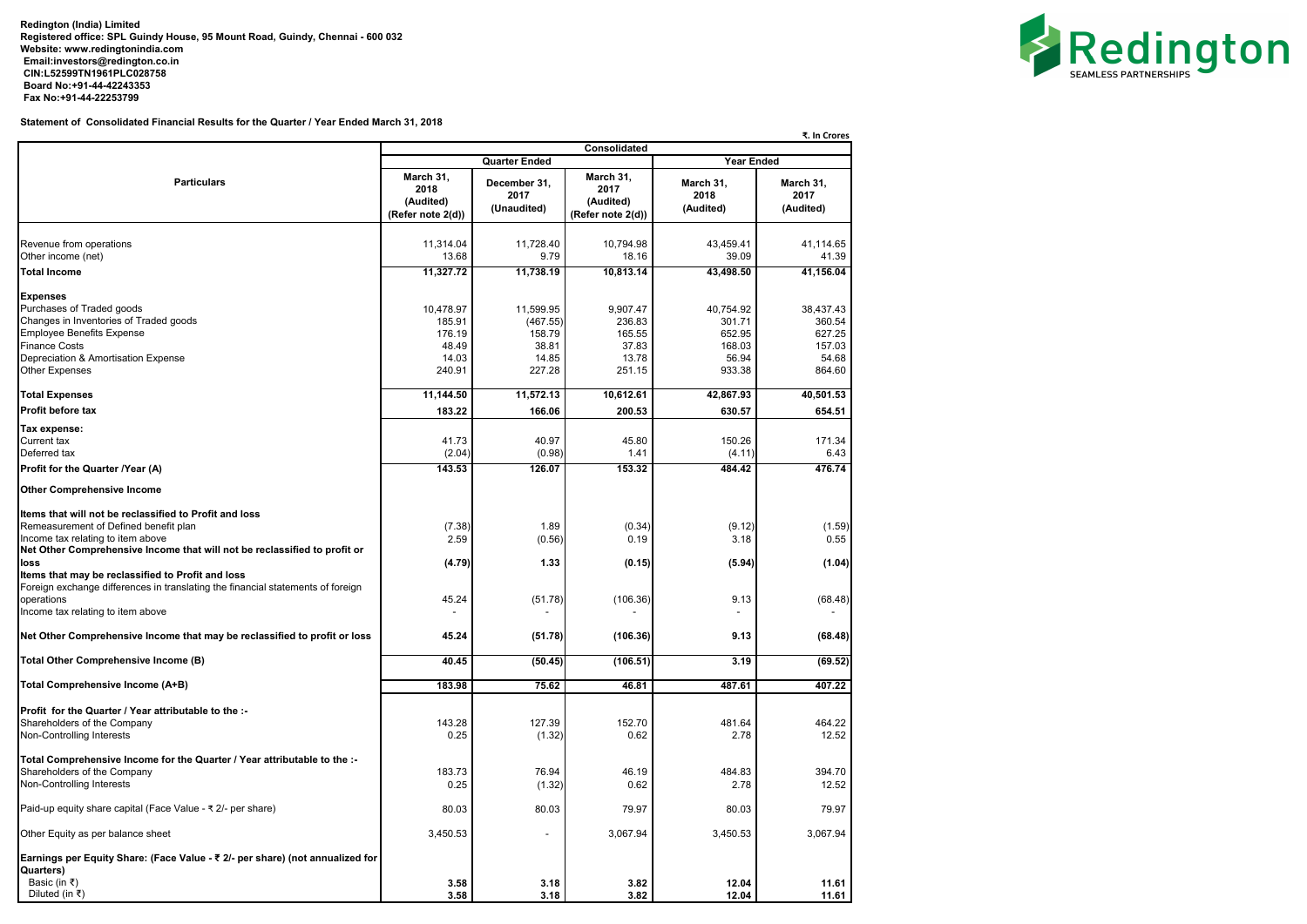**Redington (India) Limited**
**Registered office: SPL Guindy House, 95 Mount Road, Guindy, Chennai - 600 032**
**Website: www.redingtonindia.com**
**Email:investors@redington.co.in**
**CIN:L52599TN1961PLC028758**
**Board No:+91-44-42243353**
**Fax No:+91-44-22253799**

**Statement of Consolidated Financial Results for the Quarter / Year Ended March 31, 2018**

₹. In Crores

| Particulars | Consolidated | | | | |
|---|---|---|---|---|---|
| | Quarter Ended | | | Year Ended | |
| | March 31, 2018 (Audited) (Refer note 2(d)) | December 31, 2017 (Unaudited) | March 31, 2017 (Audited) (Refer note 2(d)) | March 31, 2018 (Audited) | March 31, 2017 (Audited) |
| Revenue from operations | 11,314.04 | 11,728.40 | 10,794.98 | 43,459.41 | 41,114.65 |
| Other income (net) | 13.68 | 9.79 | 18.16 | 39.09 | 41.39 |
| **Total Income** | **11,327.72** | **11,738.19** | **10,813.14** | **43,498.50** | **41,156.04** |
| **Expenses** | | | | | |
| Purchases of Traded goods | 10,478.97 | 11,599.95 | 9,907.47 | 40,754.92 | 38,437.43 |
| Changes in Inventories of Traded goods | 185.91 | (467.55) | 236.83 | 301.71 | 360.54 |
| Employee Benefits Expense | 176.19 | 158.79 | 165.55 | 652.95 | 627.25 |
| Finance Costs | 48.49 | 38.81 | 37.83 | 168.03 | 157.03 |
| Depreciation & Amortisation Expense | 14.03 | 14.85 | 13.78 | 56.94 | 54.68 |
| Other Expenses | 240.91 | 227.28 | 251.15 | 933.38 | 864.60 |
| **Total Expenses** | **11,144.50** | **11,572.13** | **10,612.61** | **42,867.93** | **40,501.53** |
| **Profit before tax** | **183.22** | **166.06** | **200.53** | **630.57** | **654.51** |
| **Tax expense:** | | | | | |
| Current tax | 41.73 | 40.97 | 45.80 | 150.26 | 171.34 |
| Deferred tax | (2.04) | (0.98) | 1.41 | (4.11) | 6.43 |
| **Profit for the Quarter /Year (A)** | **143.53** | **126.07** | **153.32** | **484.42** | **476.74** |
| **Other Comprehensive Income** | | | | | |
| **Items that will not be reclassified to Profit and loss** | | | | | |
| Remeasurement of Defined benefit plan | (7.38) | 1.89 | (0.34) | (9.12) | (1.59) |
| Income tax relating to item above | 2.59 | (0.56) | 0.19 | 3.18 | 0.55 |
| **Net Other Comprehensive Income that will not be reclassified to profit or loss** | **(4.79)** | **1.33** | **(0.15)** | **(5.94)** | **(1.04)** |
| **Items that may be reclassified to Profit and loss** | | | | | |
| Foreign exchange differences in translating the financial statements of foreign operations | 45.24 | (51.78) | (106.36) | 9.13 | (68.48) |
| Income tax relating to item above | - | - | - | - | - |
| **Net Other Comprehensive Income that may be reclassified to profit or loss** | **45.24** | **(51.78)** | **(106.36)** | **9.13** | **(68.48)** |
| **Total Other Comprehensive Income (B)** | **40.45** | **(50.45)** | **(106.51)** | **3.19** | **(69.52)** |
| **Total Comprehensive Income (A+B)** | **183.98** | **75.62** | **46.81** | **487.61** | **407.22** |
| **Profit for the Quarter / Year attributable to the :-** | | | | | |
| Shareholders of the Company | 143.28 | 127.39 | 152.70 | 481.64 | 464.22 |
| Non-Controlling Interests | 0.25 | (1.32) | 0.62 | 2.78 | 12.52 |
| **Total Comprehensive Income for the Quarter / Year attributable to the :-** | | | | | |
| Shareholders of the Company | 183.73 | 76.94 | 46.19 | 484.83 | 394.70 |
| Non-Controlling Interests | 0.25 | (1.32) | 0.62 | 2.78 | 12.52 |
| Paid-up equity share capital (Face Value - ₹ 2/- per share) | 80.03 | 80.03 | 79.97 | 80.03 | 79.97 |
| Other Equity as per balance sheet | 3,450.53 | - | 3,067.94 | 3,450.53 | 3,067.94 |
| **Earnings per Equity Share: (Face Value - ₹ 2/- per share) (not annualized for Quarters)** | | | | | |
| Basic (in ₹) | **3.58** | **3.18** | **3.82** | **12.04** | **11.61** |
| Diluted (in ₹) | **3.58** | **3.18** | **3.82** | **12.04** | **11.61** |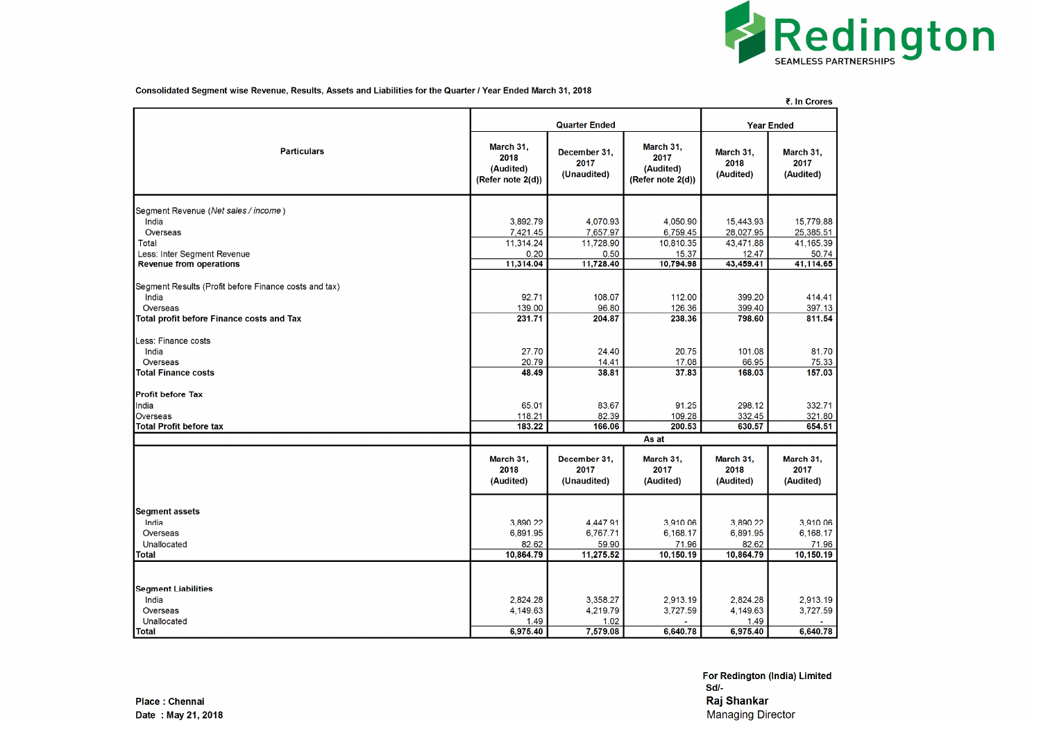Redington
SEAMLESS PARTNERSHIPS

**Consolidated Segment wise Revenue, Results, Assets and Liabilities for the Quarter / Year Ended March 31, 2018**

**₹. In Crores**

| Particulars | Quarter Ended | | | Year Ended | |
|---|---|---|---|---|---|
| | March 31, 2018 (Audited) (Refer note 2(d)) | December 31, 2017 (Unaudited) | March 31, 2017 (Audited) (Refer note 2(d)) | March 31, 2018 (Audited) | March 31, 2017 (Audited) |
| Segment Revenue (*Net sales / income*) | | | | | |
| India | 3,892.79 | 4,070.93 | 4,050.90 | 15,443.93 | 15,779.88 |
| Overseas | 7,421.45 | 7,657.97 | 6,759.45 | 28,027.95 | 25,385.51 |
| Total | 11,314.24 | 11,728.90 | 10,810.35 | 43,471.88 | 41,165.39 |
| Less: Inter Segment Revenue | 0.20 | 0.50 | 15.37 | 12.47 | 50.74 |
| **Revenue from operations** | **11,314.04** | **11,728.40** | **10,794.98** | **43,459.41** | **41,114.65** |
| Segment Results (Profit before Finance costs and tax) | | | | | |
| India | 92.71 | 108.07 | 112.00 | 399.20 | 414.41 |
| Overseas | 139.00 | 96.80 | 126.36 | 399.40 | 397.13 |
| **Total profit before Finance costs and Tax** | **231.71** | **204.87** | **238.36** | **798.60** | **811.54** |
| Less: Finance costs | | | | | |
| India | 27.70 | 24.40 | 20.75 | 101.08 | 81.70 |
| Overseas | 20.79 | 14.41 | 17.08 | 66.95 | 75.33 |
| **Total Finance costs** | **48.49** | **38.81** | **37.83** | **168.03** | **157.03** |
| **Profit before Tax** | | | | | |
| India | 65.01 | 83.67 | 91.25 | 298.12 | 332.71 |
| Overseas | 118.21 | 82.39 | 109.28 | 332.45 | 321.80 |
| **Total Profit before tax** | **183.22** | **166.06** | **200.53** | **630.57** | **654.51** |
| | As at | | | | |
| | March 31, 2018 (Audited) | December 31, 2017 (Unaudited) | March 31, 2017 (Audited) | March 31, 2018 (Audited) | March 31, 2017 (Audited) |
| **Segment assets** | | | | | |
| India | 3,890.22 | 4,447.91 | 3,910.06 | 3,890.22 | 3,910.06 |
| Overseas | 6,891.95 | 6,767.71 | 6,168.17 | 6,891.95 | 6,168.17 |
| Unallocated | 82.62 | 59.90 | 71.96 | 82.62 | 71.96 |
| **Total** | **10,864.79** | **11,275.52** | **10,150.19** | **10,864.79** | **10,150.19** |
| **Segment Liabilities** | | | | | |
| India | 2,824.28 | 3,358.27 | 2,913.19 | 2,824.28 | 2,913.19 |
| Overseas | 4,149.63 | 4,219.79 | 3,727.59 | 4,149.63 | 3,727.59 |
| Unallocated | 1.49 | 1.02 | - | 1.49 | - |
| **Total** | **6,975.40** | **7,579.08** | **6,640.78** | **6,975.40** | **6,640.78** |

**Place : Chennai**
**Date : May 21, 2018**

**For Redington (India) Limited**
**Sd/-**
**Raj Shankar**
Managing Director